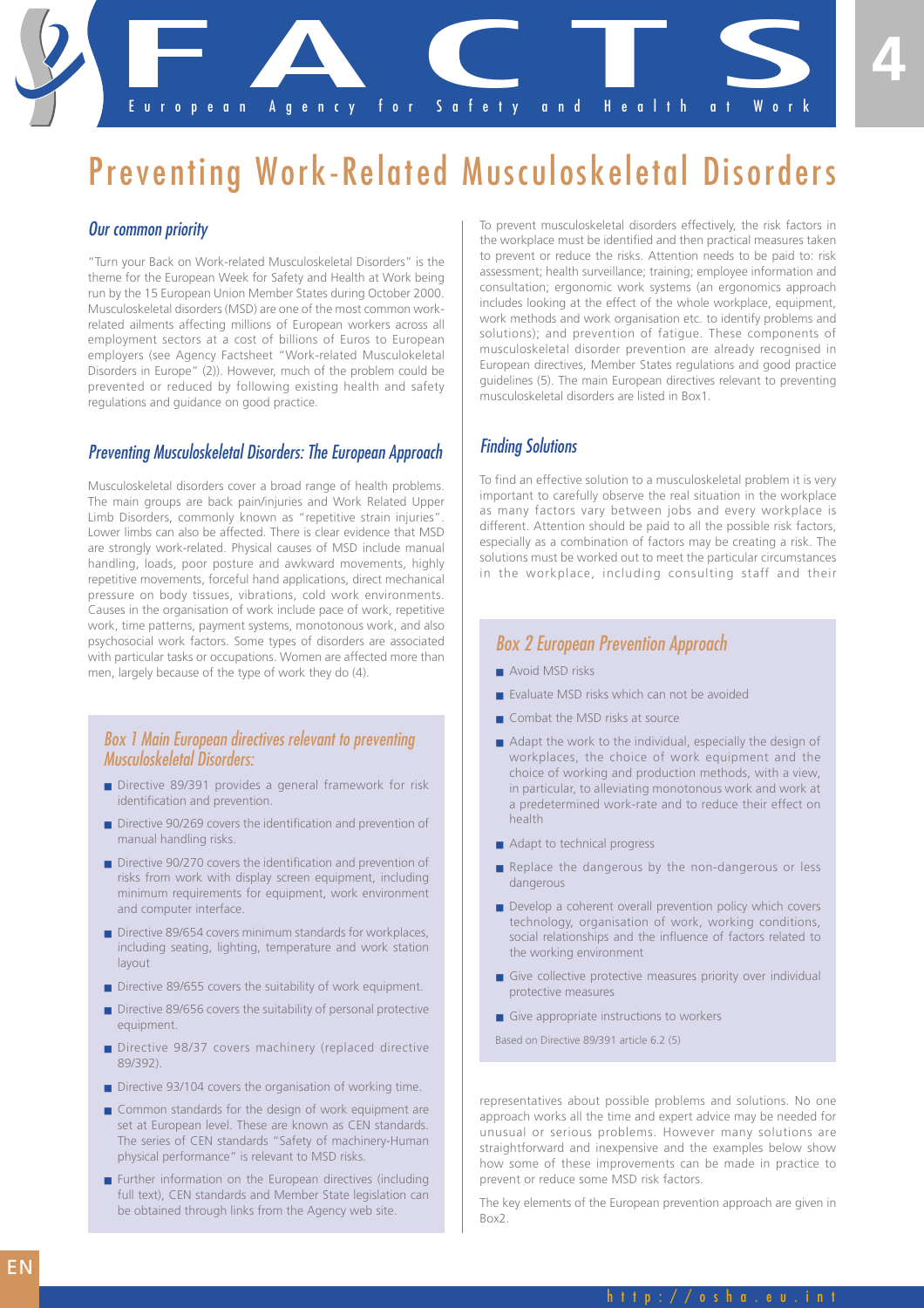# Preventing Work-Related Musculoskeletal Disorders

## *Our common priority*

"Turn your Back on Work-related Musculoskeletal Disorders" is the theme for the European Week for Safety and Health at Work being run by the 15 European Union Member States during October 2000. Musculoskeletal disorders (MSD) are one of the most common work-related ailments affecting millions of European workers across all employment sectors at a cost of billions of Euros to European employers (see Agency Factsheet "Work-related Musculokeletal Disorders in Europe" (2)). However, much of the problem could be prevented or reduced by following existing health and safety regulations and guidance on good practice.

## *Preventing Musculoskeletal Disorders: The European Approach*

Musculoskeletal disorders cover a broad range of health problems. The main groups are back pain/injuries and Work Related Upper Limb Disorders, commonly known as "repetitive strain injuries". Lower limbs can also be affected. There is clear evidence that MSD are strongly work-related. Physical causes of MSD include manual handling, loads, poor posture and awkward movements, highly repetitive movements, forceful hand applications, direct mechanical pressure on body tissues, vibrations, cold work environments. Causes in the organisation of work include pace of work, repetitive work, time patterns, payment systems, monotonous work, and also psychosocial work factors. Some types of disorders are associated with particular tasks or occupations. Women are affected more than men, largely because of the type of work they do (4).

### *Box 1 Main European directives relevant to preventing Musculoskeletal Disorders:*

- Directive 89/391 provides a general framework for risk identification and prevention.
- Directive 90/269 covers the identification and prevention of manual handling risks.
- Directive 90/270 covers the identification and prevention of risks from work with display screen equipment, including minimum requirements for equipment, work environment and computer interface.
- Directive 89/654 covers minimum standards for workplaces, including seating, lighting, temperature and work station layout
- Directive 89/655 covers the suitability of work equipment.
- Directive 89/656 covers the suitability of personal protective equipment.
- Directive 98/37 covers machinery (replaced directive 89/392).
- Directive 93/104 covers the organisation of working time.
- Common standards for the design of work equipment are set at European level. These are known as CEN standards. The series of CEN standards "Safety of machinery-Human physical performance" is relevant to MSD risks.
- Further information on the European directives (including full text), CEN standards and Member States legislation can be obtained through links from the Agency web site.

To prevent musculoskeletal disorders effectively, the risk factors in the workplace must be identified and then practical measures taken to prevent or reduce the risks. Attention needs to be paid to: risk assessment; health surveillance; training; employee information and consultation; ergonomic work systems (an ergonomics approach includes looking at the effect of the whole workplace, equipment, work methods and work organisation etc. to identify problems and solutions); and prevention of fatigue. These components of musculoskeletal disorder prevention are already recognised in European directives, Member States regulations and good practice guidelines (5). The main European directives relevant to preventing musculoskeletal disorders are listed in Box1.

## *Finding Solutions*

To find an effective solution to a musculoskeletal problem it is very important to carefully observe the real situation in the workplace as many factors vary between jobs and every workplace is different. Attention should be paid to all the possible risk factors, especially as a combination of factors may be creating a risk. The solutions must be worked out to meet the particular circumstances in the workplace, including consulting staff and their representatives about possible problems and solutions. No one approach works all the time and expert advice may be needed for unusual or serious problems. However many solutions are straightforward and inexpensive and the examples below show how some of these improvements can be made in practice to prevent or reduce some MSD risk factors.

The key elements of the European prevention approach are given in Box2.

### *Box 2 European Prevention Approach*

- Avoid MSD risks
- Evaluate MSD risks which can not be avoided
- Combat the MSD risks at source
- Adapt the work to the individual, especially the design of workplaces, the choice of work equipment and the choice of working and production methods, with a view, in particular, to alleviating monotonous work and work at a predetermined work-rate and to reduce their effect on health
- Adapt to technical progress
- Replace the dangerous by the non-dangerous or less dangerous
- Develop a coherent overall prevention policy which covers technology, organisation of work, working conditions, social relationships and the influence of factors related to the working environment
- Give collective protective measures priority over individual protective measures
- Give appropriate instructions to workers

Based on Directive 89/391 article 6.2 (5)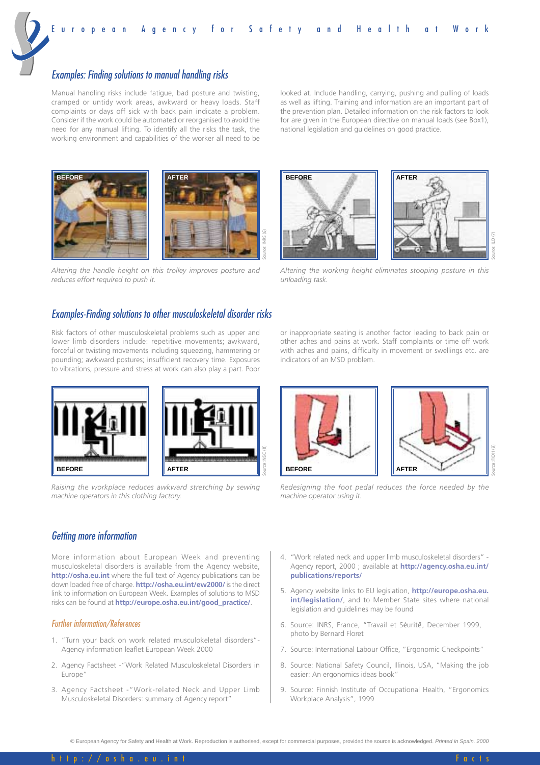## Examples: Finding solutions to manual handling risks

Manual handling risks include fatigue, bad posture and twisting, cramped or untidy work areas, awkward or heavy loads. Staff complaints or days off sick with back pain indicate a problem. Consider if the work could be automated or reorganised to avoid the need for any manual lifting. To identify all the risks the task, the working environment and capabilities of the worker all need to be looked at. Include handling, carrying, pushing and pulling of loads as well as lifting. Training and information are an important part of the prevention plan. Detailed information on the risk factors to look for are given in the European directive on manual loads (see Box1), national legislation and guidelines on good practice.

BEFORE AFTER

Source: INRS (6)

*Altering the handle height on this trolley improves posture and reduces effort required to push it.*

BEFORE AFTER

Source: ILO (7)

*Altering the working height eliminates stooping posture in this unloading task.*

## Examples-Finding solutions to other musculoskeletal disorder risks

Risk factors of other musculoskeletal problems such as upper and lower limb disorders include: repetitive movements; awkward, forceful or twisting movements including squeezing, hammering or pounding; awkward postures; insufficient recovery time. Exposures to vibrations, pressure and stress at work can also play a part. Poor or inappropriate seating is another factor leading to back pain or other aches and pains at work. Staff complaints or time off work with aches and pains, difficulty in movement or swellings etc. are indicators of an MSD problem.

BEFORE AFTER

Source: NSC (8)

*Raising the workplace reduces awkward stretching by sewing machine operators in this clothing factory.*

BEFORE AFTER

Source: FIOH (9)

*Redesigning the foot pedal reduces the force needed by the machine operator using it.*

## Getting more information

More information about European Week and preventing musculoskeletal disorders is available from the Agency website, **http://osha.eu.int** where the full text of Agency publications can be down loaded free of charge. **http://osha.eu.int/ew2000/** is the direct link to information on European Week. Examples of solutions to MSD risks can be found at **http://europe.osha.eu.int/good_practice/**.

### Further information/References

1. "Turn your back on work related musculokeletal disorders"- Agency information leaflet European Week 2000
2. Agency Factsheet -"Work Related Musculoskeletal Disorders in Europe"
3. Agency Factsheet -"Work-related Neck and Upper Limb Musculoskeletal Disorders: summary of Agency report"
4. "Work related neck and upper limb musculoskeletal disorders" - Agency report, 2000 ; available at **http://agency.osha.eu.int/publications/reports/**
5. Agency website links to EU legislation, **http://europe.osha.eu.int/legislation/**, and to Member State sites where national legislation and guidelines may be found
6. Source: INRS, France, "Travail et Sécurité", December 1999, photo by Bernard Floret
7. Source: International Labour Office, "Ergonomic Checkpoints"
8. Source: National Safety Council, Illinois, USA, "Making the job easier: An ergonomics ideas book"
9. Source: Finnish Institute of Occupational Health, "Ergonomics Workplace Analysis", 1999

© European Agency for Safety and Health at Work. Reproduction is authorised, except for commercial purposes, provided the source is acknowledged. *Printed in Spain. 2000*